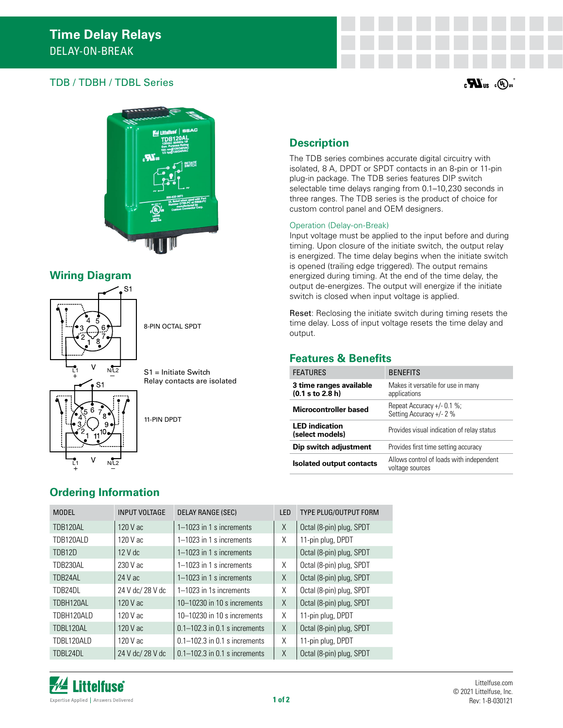# Time Delay Relays

DELAY-ON-BREAK

## TDB / TDBH / TDBL Series

## Description

The TDB series combines accurate digital circuitry with isolated, 8 A, DPDT or SPDT contacts in an 8-pin or 11-pin plug-in package. The TDB series features DIP switch selectable time delays ranging from 0.1–10,230 seconds in three ranges. The TDB series is the product of choice for custom control panel and OEM designers.

### Operation (Delay-on-Break)

Input voltage must be applied to the input before and during timing. Upon closure of the initiate switch, the output relay is energized. The time delay begins when the initiate switch is opened (trailing edge triggered). The output remains energized during timing. At the end of the time delay, the output de-energizes. The output will energize if the initiate switch is closed when input voltage is applied.

Reset: Reclosing the initiate switch during timing resets the time delay. Loss of input voltage resets the time delay and output.

## Wiring Diagram

8-PIN OCTAL SPDT

S1 = Initiate Switch
Relay contacts are isolated

11-PIN DPDT

## Features & Benefits

| FEATURES | BENEFITS |
|---|---|
| **3 time ranges available (0.1 s to 2.8 h)** | Makes it versatile for use in many applications |
| **Microcontroller based** | Repeat Accuracy +/- 0.1 %; Setting Accuracy +/- 2 % |
| **LED indication (select models)** | Provides visual indication of relay status |
| **Dip switch adjustment** | Provides first time setting accuracy |
| **Isolated output contacts** | Allows control of loads with independent voltage sources |

## Ordering Information

| MODEL | INPUT VOLTAGE | DELAY RANGE (SEC) | LED | TYPE PLUG/OUTPUT FORM |
|---|---|---|---|---|
| TDB120AL | 120 V ac | 1–1023 in 1 s increments | X | Octal (8-pin) plug, SPDT |
| TDB120ALD | 120 V ac | 1–1023 in 1 s increments | X | 11-pin plug, DPDT |
| TDB12D | 12 V dc | 1–1023 in 1 s increments | | Octal (8-pin) plug, SPDT |
| TDB230AL | 230 V ac | 1–1023 in 1 s increments | X | Octal (8-pin) plug, SPDT |
| TDB24AL | 24 V ac | 1–1023 in 1 s increments | X | Octal (8-pin) plug, SPDT |
| TDB24DL | 24 V dc/ 28 V dc | 1–1023 in 1s increments | X | Octal (8-pin) plug, SPDT |
| TDBH120AL | 120 V ac | 10–10230 in 10 s increments | X | Octal (8-pin) plug, SPDT |
| TDBH120ALD | 120 V ac | 10–10230 in 10 s increments | X | 11-pin plug, DPDT |
| TDBL120AL | 120 V ac | 0.1–102.3 in 0.1 s increments | X | Octal (8-pin) plug, SPDT |
| TDBL120ALD | 120 V ac | 0.1–102.3 in 0.1 s increments | X | 11-pin plug, DPDT |
| TDBL24DL | 24 V dc/ 28 V dc | 0.1–102.3 in 0.1 s increments | X | Octal (8-pin) plug, SPDT |

Littelfuse.com
© 2021 Littelfuse, Inc.
Rev: 1-B-030121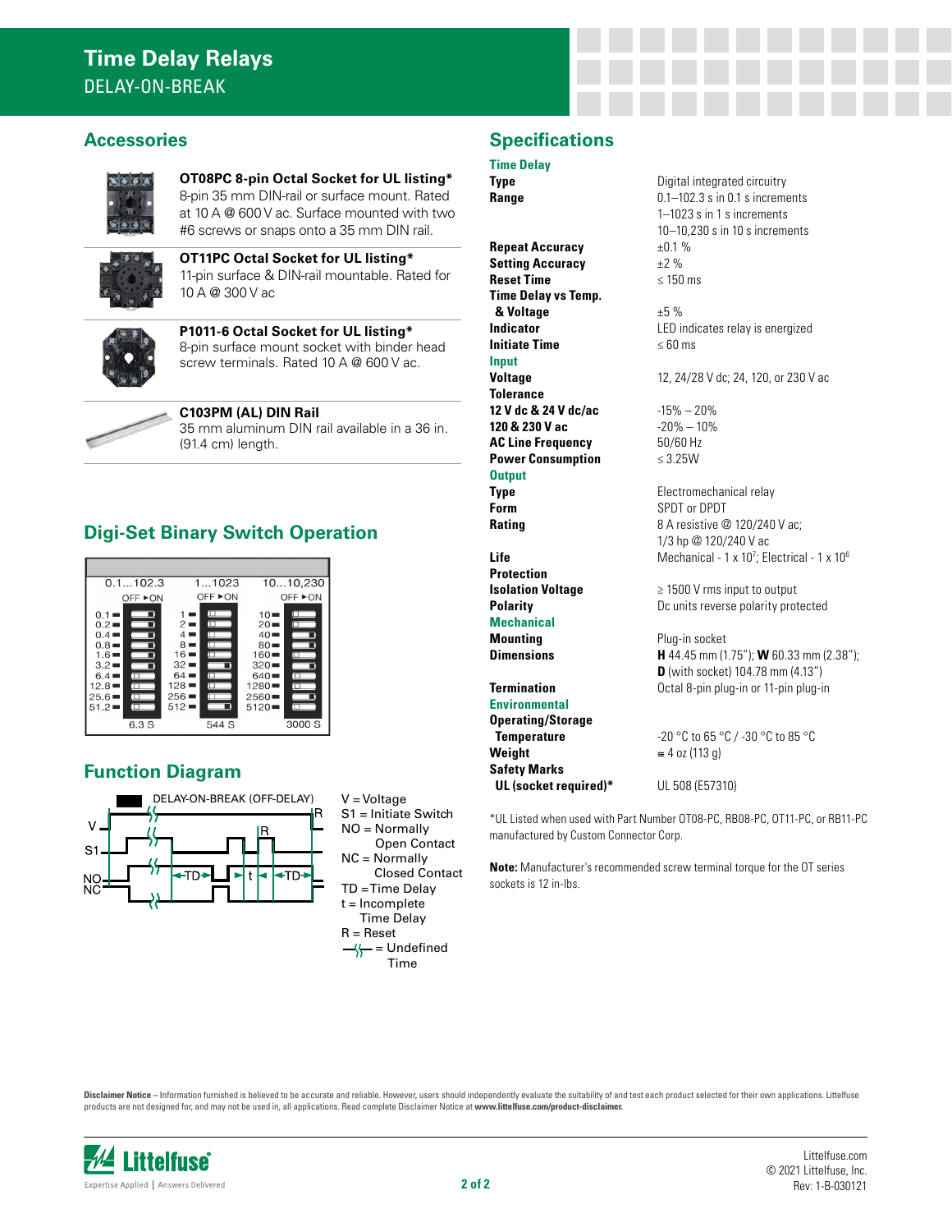# Time Delay Relays

DELAY-ON-BREAK

## Accessories

**OT08PC 8-pin Octal Socket for UL listing***
8-pin 35 mm DIN-rail or surface mount. Rated at 10 A @ 600 V ac. Surface mounted with two #6 screws or snaps onto a 35 mm DIN rail.

**OT11PC Octal Socket for UL listing***
11-pin surface & DIN-rail mountable. Rated for 10 A @ 300 V ac

**P1011-6 Octal Socket for UL listing***
8-pin surface mount socket with binder head screw terminals. Rated 10 A @ 600 V ac.

**C103PM (AL) DIN Rail**
35 mm aluminum DIN rail available in a 36 in. (91.4 cm) length.

## Digi-Set Binary Switch Operation

0.1...102.3
OFF ►ON
0.1
0.2
0.4
0.8
1.6
3.2
6.4
12.8
25.6
51.2
6.3 S

1...1023
OFF ►ON
1
2
4
8
16
32
64
128
256
512
544 S

10...10,230
OFF ►ON
10
20
40
80
160
320
640
1280
2560
5120
3000 S

## Function Diagram

DELAY-ON-BREAK (OFF-DELAY)
V
S1
NO
NC
R
TD
t

V = Voltage
S1 = Initiate Switch
NO = Normally Open Contact
NC = Normally Closed Contact
TD = Time Delay
t = Incomplete Time Delay
R = Reset
= Undefined Time

## Specifications

| | |
|---|---|
| **Time Delay** | |
| **Type** | Digital integrated circuitry |
| **Range** | 0.1–102.3 s in 0.1 s increments<br>1–1023 s in 1 s increments<br>10–10,230 s in 10 s increments |
| **Repeat Accuracy** | ±0.1 % |
| **Setting Accuracy** | ±2 % |
| **Reset Time** | ≤ 150 ms |
| **Time Delay vs Temp. & Voltage** | ±5 % |
| **Indicator** | LED indicates relay is energized |
| **Initiate Time** | ≤ 60 ms |
| **Input** | |
| **Voltage** | 12, 24/28 V dc; 24, 120, or 230 V ac |
| **Tolerance** | |
| **12 V dc & 24 V dc/ac** | -15% – 20% |
| **120 & 230 V ac** | -20% – 10% |
| **AC Line Frequency** | 50/60 Hz |
| **Power Consumption** | ≤ 3.25W |
| **Output** | |
| **Type** | Electromechanical relay |
| **Form** | SPDT or DPDT |
| **Rating** | 8 A resistive @ 120/240 V ac;<br>1/3 hp @ 120/240 V ac |
| **Life** | Mechanical - 1 x $10^7$; Electrical - 1 x $10^6$ |
| **Protection** | |
| **Isolation Voltage** | ≥ 1500 V rms input to output |
| **Polarity** | Dc units reverse polarity protected |
| **Mechanical** | |
| **Mounting** | Plug-in socket |
| **Dimensions** | **H** 44.45 mm (1.75"); **W** 60.33 mm (2.38");<br>**D** (with socket) 104.78 mm (4.13") |
| **Termination** | Octal 8-pin plug-in or 11-pin plug-in |
| **Environmental** | |
| **Operating/Storage Temperature** | -20 °C to 65 °C / -30 °C to 85 °C |
| **Weight** | ≅ 4 oz (113 g) |
| **Safety Marks** | |
| **UL (socket required)*** | UL 508 (E57310) |

*UL Listed when used with Part Number OT08-PC, RB08-PC, OT11-PC, or RB11-PC manufactured by Custom Connector Corp.

**Note:** Manufacturer's recommended screw terminal torque for the OT series sockets is 12 in-lbs.

**Disclaimer Notice** – Information furnished is believed to be accurate and reliable. However, users should independently evaluate the suitability of and test each product selected for their own applications. Littelfuse products are not designed for, and may not be used in, all applications. Read complete Disclaimer Notice at **www.littelfuse.com/product-disclaimer.**

Littelfuse
Expertise Applied | Answers Delivered

Littelfuse.com
© 2021 Littelfuse, Inc.
Rev: 1-B-030121